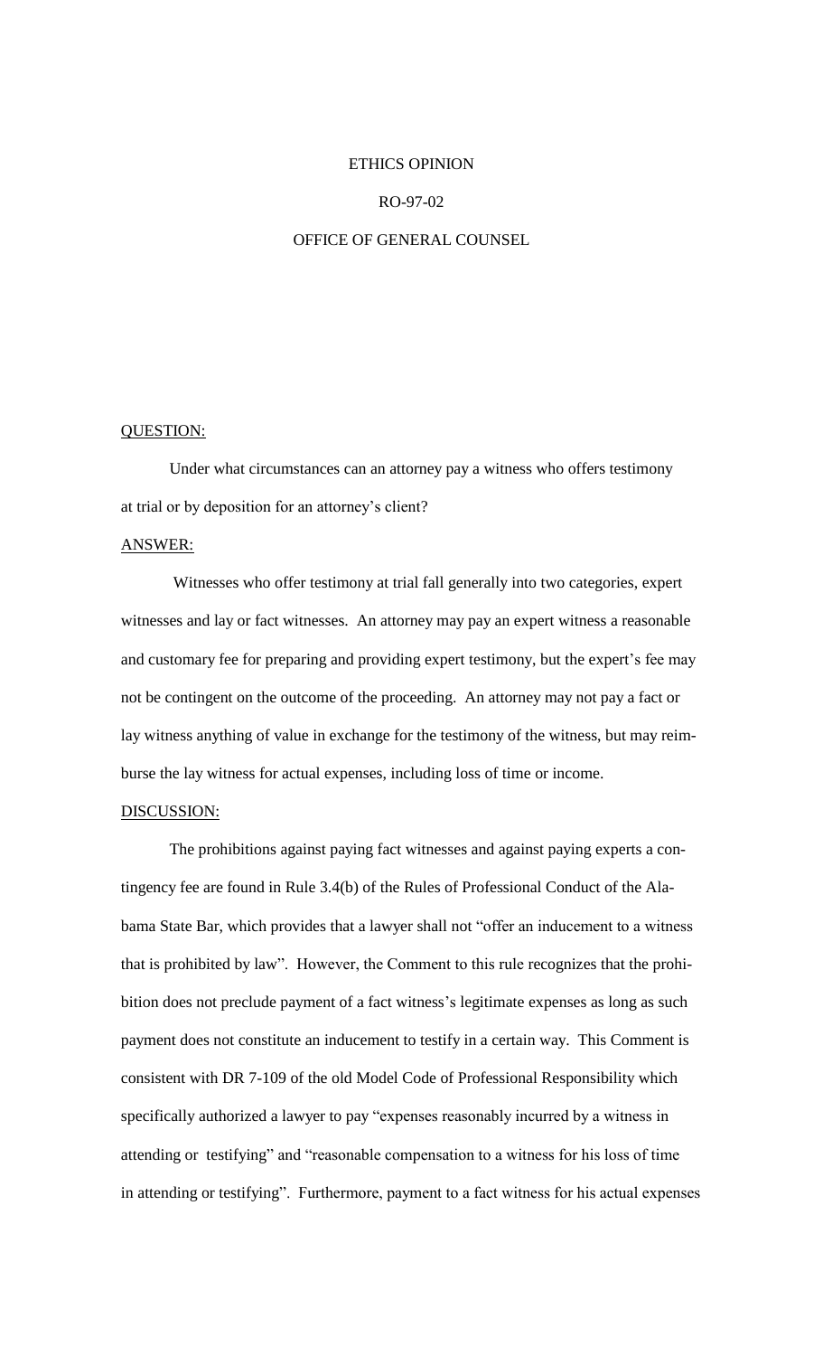# ETHICS OPINION

## RO-97-02

## OFFICE OF GENERAL COUNSEL

QUESTION:

Under what circumstances can an attorney pay a witness who offers testimony at trial or by deposition for an attorney's client?

ANSWER:

Witnesses who offer testimony at trial fall generally into two categories, expert witnesses and lay or fact witnesses. An attorney may pay an expert witness a reasonable and customary fee for preparing and providing expert testimony, but the expert's fee may not be contingent on the outcome of the proceeding. An attorney may not pay a fact or lay witness anything of value in exchange for the testimony of the witness, but may reimburse the lay witness for actual expenses, including loss of time or income.

DISCUSSION:

The prohibitions against paying fact witnesses and against paying experts a contingency fee are found in Rule 3.4(b) of the Rules of Professional Conduct of the Alabama State Bar, which provides that a lawyer shall not "offer an inducement to a witness that is prohibited by law". However, the Comment to this rule recognizes that the prohibition does not preclude payment of a fact witness's legitimate expenses as long as such payment does not constitute an inducement to testify in a certain way. This Comment is consistent with DR 7-109 of the old Model Code of Professional Responsibility which specifically authorized a lawyer to pay "expenses reasonably incurred by a witness in attending or testifying" and "reasonable compensation to a witness for his loss of time in attending or testifying". Furthermore, payment to a fact witness for his actual expenses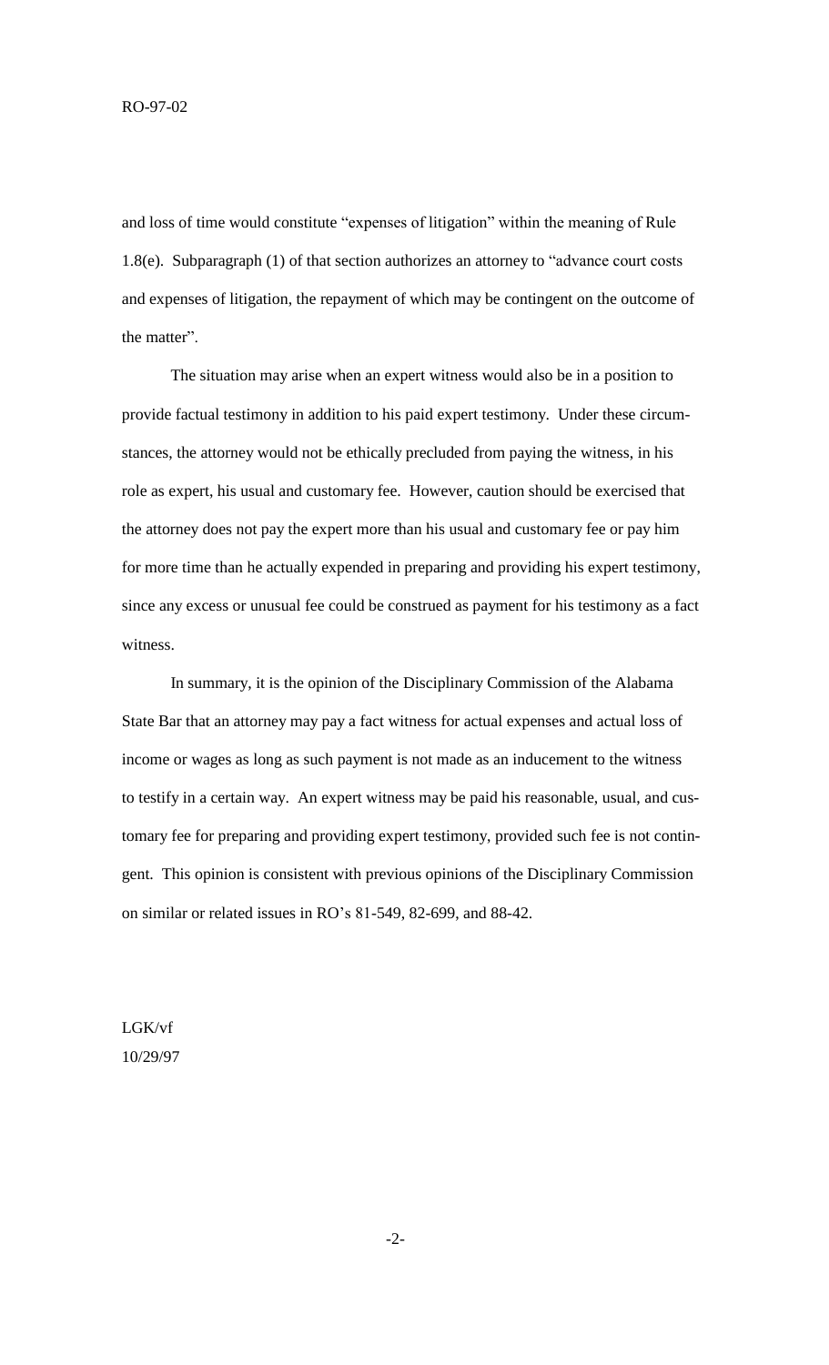and loss of time would constitute "expenses of litigation" within the meaning of Rule 1.8(e). Subparagraph (1) of that section authorizes an attorney to "advance court costs and expenses of litigation, the repayment of which may be contingent on the outcome of the matter".

The situation may arise when an expert witness would also be in a position to provide factual testimony in addition to his paid expert testimony. Under these circumstances, the attorney would not be ethically precluded from paying the witness, in his role as expert, his usual and customary fee. However, caution should be exercised that the attorney does not pay the expert more than his usual and customary fee or pay him for more time than he actually expended in preparing and providing his expert testimony, since any excess or unusual fee could be construed as payment for his testimony as a fact witness.

In summary, it is the opinion of the Disciplinary Commission of the Alabama State Bar that an attorney may pay a fact witness for actual expenses and actual loss of income or wages as long as such payment is not made as an inducement to the witness to testify in a certain way. An expert witness may be paid his reasonable, usual, and customary fee for preparing and providing expert testimony, provided such fee is not contingent. This opinion is consistent with previous opinions of the Disciplinary Commission on similar or related issues in RO's 81-549, 82-699, and 88-42.

LGK/vf
10/29/97